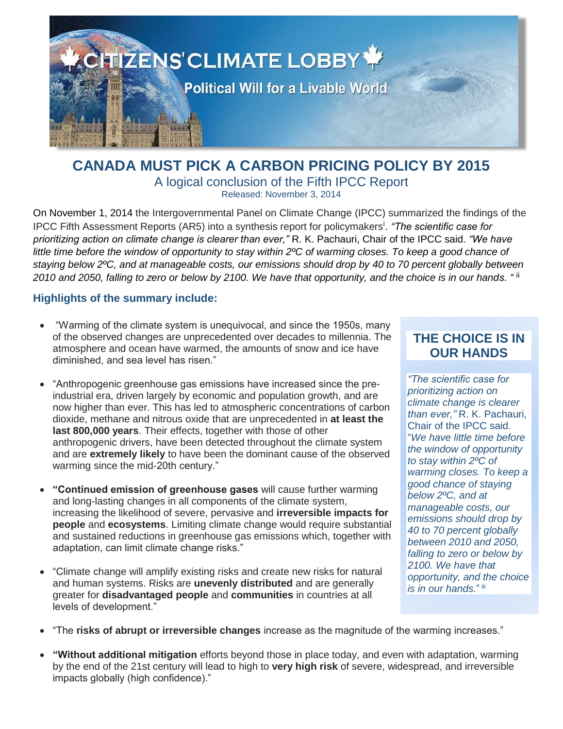# CITIZENS' CLIMATE LOBBY

**Political Will for a Livable World**

## CANADA MUST PICK A CARBON PRICING POLICY BY 2015

A logical conclusion of the Fifth IPCC Report

Released: November 3, 2014

On November 1, 2014 the Intergovernmental Panel on Climate Change (IPCC) summarized the findings of the IPCC Fifth Assessment Reports (AR5) into a synthesis report for policymakers[i]. *"The scientific case for prioritizing action on climate change is clearer than ever,"* R. K. Pachauri, Chair of the IPCC said. *"We have little time before the window of opportunity to stay within 2ºC of warming closes. To keep a good chance of staying below 2ºC, and at manageable costs, our emissions should drop by 40 to 70 percent globally between 2010 and 2050, falling to zero or below by 2100. We have that opportunity, and the choice is in our hands. "* [ii]

### Highlights of the summary include:

- "Warming of the climate system is unequivocal, and since the 1950s, many of the observed changes are unprecedented over decades to millennia. The atmosphere and ocean have warmed, the amounts of snow and ice have diminished, and sea level has risen."
- "Anthropogenic greenhouse gas emissions have increased since the pre-industrial era, driven largely by economic and population growth, and are now higher than ever. This has led to atmospheric concentrations of carbon dioxide, methane and nitrous oxide that are unprecedented in **at least the last 800,000 years**. Their effects, together with those of other anthropogenic drivers, have been detected throughout the climate system and are **extremely likely** to have been the dominant cause of the observed warming since the mid-20th century."
- **"Continued emission of greenhouse gases** will cause further warming and long-lasting changes in all components of the climate system, increasing the likelihood of severe, pervasive and **irreversible impacts for people** and **ecosystems**. Limiting climate change would require substantial and sustained reductions in greenhouse gas emissions which, together with adaptation, can limit climate change risks."
- "Climate change will amplify existing risks and create new risks for natural and human systems. Risks are **unevenly distributed** and are generally greater for **disadvantaged people** and **communities** in countries at all levels of development."
- "The **risks of abrupt or irreversible changes** increase as the magnitude of the warming increases."
- **"Without additional mitigation** efforts beyond those in place today, and even with adaptation, warming by the end of the 21st century will lead to high to **very high risk** of severe, widespread, and irreversible impacts globally (high confidence)."

### THE CHOICE IS IN OUR HANDS

*"The scientific case for prioritizing action on climate change is clearer than ever,"* R. K. Pachauri, Chair of the IPCC said. "*We have little time before the window of opportunity to stay within 2ºC of warming closes. To keep a good chance of staying below 2ºC, and at manageable costs, our emissions should drop by 40 to 70 percent globally between 2010 and 2050, falling to zero or below by 2100. We have that opportunity, and the choice is in our hands.*" [iii]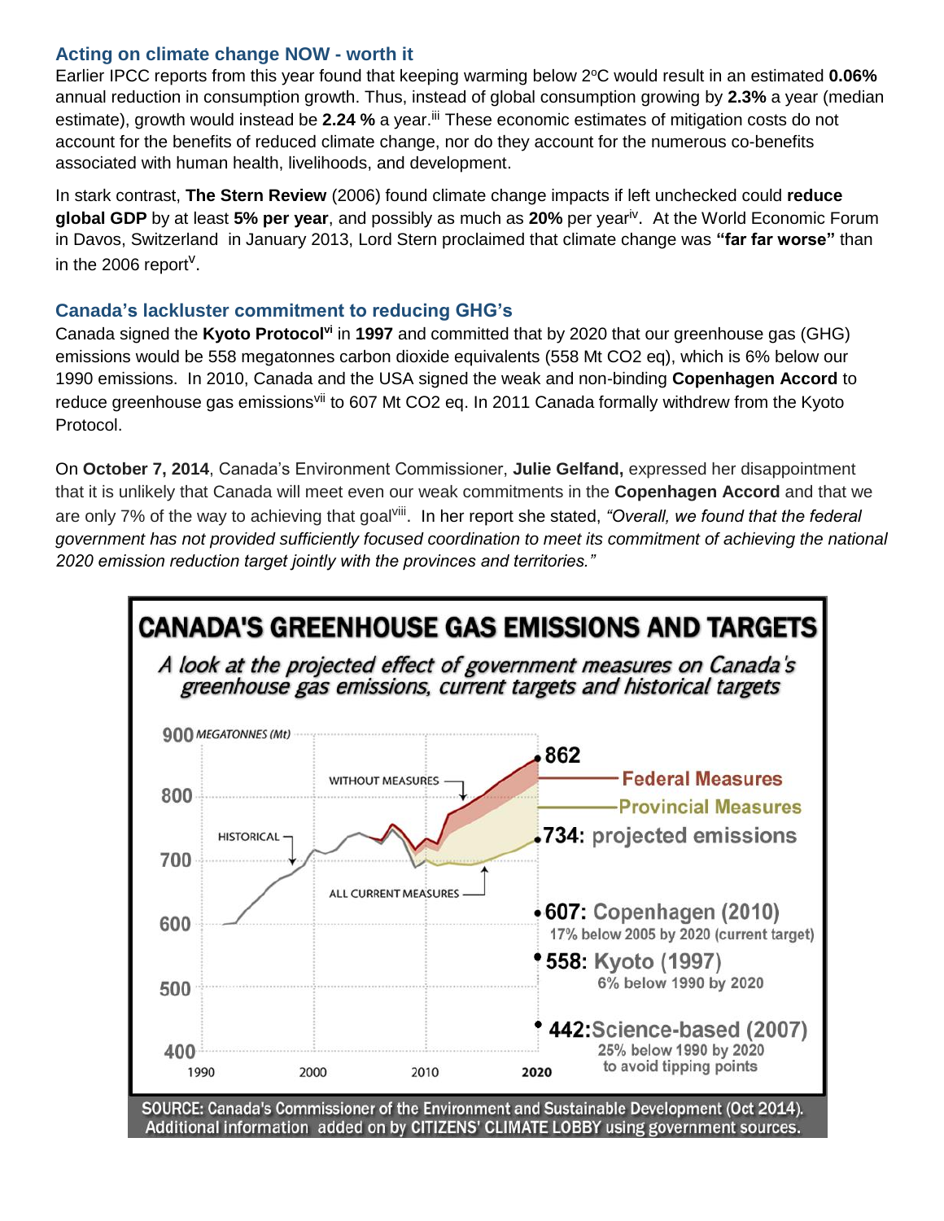## Acting on climate change NOW - worth it

Earlier IPCC reports from this year found that keeping warming below 2°C would result in an estimated **0.06%** annual reduction in consumption growth. Thus, instead of global consumption growing by **2.3%** a year (median estimate), growth would instead be **2.24 %** a year.[iii] These economic estimates of mitigation costs do not account for the benefits of reduced climate change, nor do they account for the numerous co-benefits associated with human health, livelihoods, and development.

In stark contrast, **The Stern Review** (2006) found climate change impacts if left unchecked could **reduce global GDP** by at least **5% per year**, and possibly as much as **20%** per year[iv]. At the World Economic Forum in Davos, Switzerland in January 2013, Lord Stern proclaimed that climate change was **"far far worse"** than in the 2006 report[v].

## Canada's lackluster commitment to reducing GHG's

Canada signed the **Kyoto Protocol**[vi] in **1997** and committed that by 2020 that our greenhouse gas (GHG) emissions would be 558 megatonnes carbon dioxide equivalents (558 Mt CO2 eq), which is 6% below our 1990 emissions. In 2010, Canada and the USA signed the weak and non-binding **Copenhagen Accord** to reduce greenhouse gas emissions[vii] to 607 Mt CO2 eq. In 2011 Canada formally withdrew from the Kyoto Protocol.

On **October 7, 2014**, Canada's Environment Commissioner, **Julie Gelfand,** expressed her disappointment that it is unlikely that Canada will meet even our weak commitments in the **Copenhagen Accord** and that we are only 7% of the way to achieving that goal[viii]. In her report she stated, *"Overall, we found that the federal government has not provided sufficiently focused coordination to meet its commitment of achieving the national 2020 emission reduction target jointly with the provinces and territories."*

**CANADA'S GREENHOUSE GAS EMISSIONS AND TARGETS**

*A look at the projected effect of government measures on Canada's greenhouse gas emissions, current targets and historical targets*

- 862 (without measures, 2020)
- Federal Measures
- Provincial Measures
- 734: projected emissions
- 607: Copenhagen (2010) — 17% below 2005 by 2020 (current target)
- 558: Kyoto (1997) — 6% below 1990 by 2020
- 442: Science-based (2007) — 25% below 1990 by 2020 to avoid tipping points

SOURCE: Canada's Commissioner of the Environment and Sustainable Development (Oct 2014). Additional information added on by CITIZENS' CLIMATE LOBBY using government sources.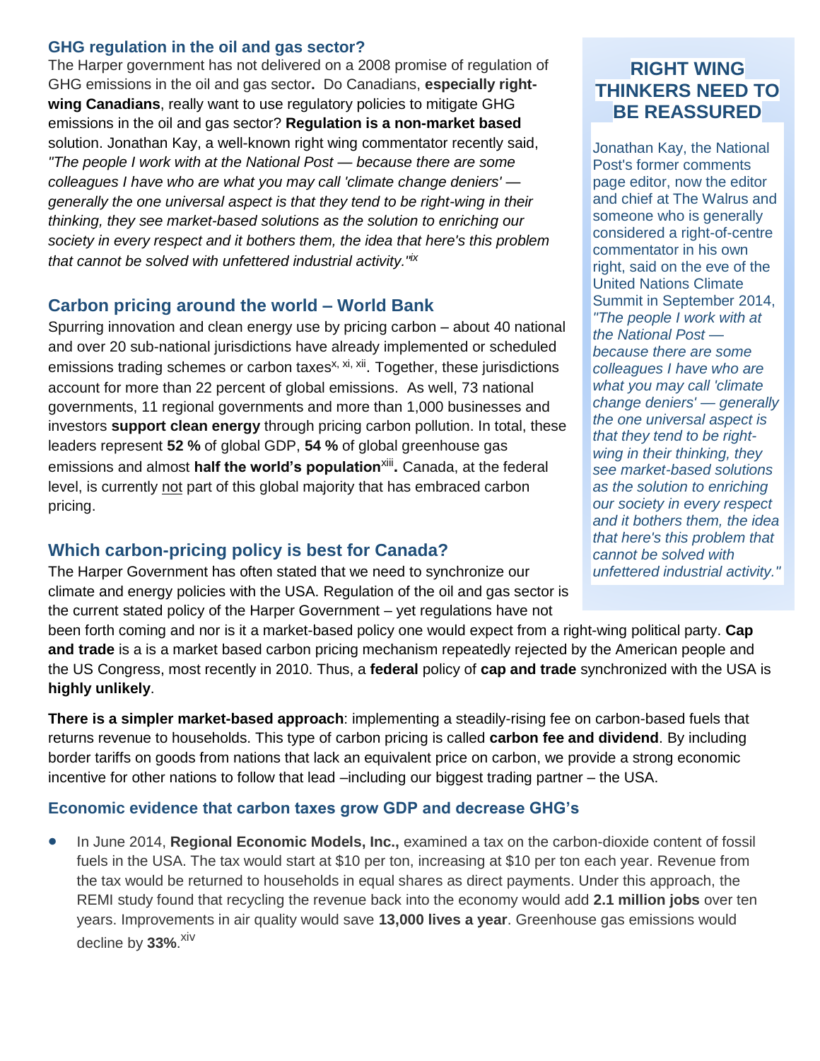### GHG regulation in the oil and gas sector?

The Harper government has not delivered on a 2008 promise of regulation of GHG emissions in the oil and gas sector**.** Do Canadians, **especially right-wing Canadians**, really want to use regulatory policies to mitigate GHG emissions in the oil and gas sector? **Regulation is a non-market based** solution. Jonathan Kay, a well-known right wing commentator recently said, *"The people I work with at the National Post — because there are some colleagues I have who are what you may call 'climate change deniers' — generally the one universal aspect is that they tend to be right-wing in their thinking, they see market-based solutions as the solution to enriching our society in every respect and it bothers them, the idea that here's this problem that cannot be solved with unfettered industrial activity."*[ix]

### Carbon pricing around the world – World Bank

Spurring innovation and clean energy use by pricing carbon – about 40 national and over 20 sub-national jurisdictions have already implemented or scheduled emissions trading schemes or carbon taxes[x, xi, xii]. Together, these jurisdictions account for more than 22 percent of global emissions. As well, 73 national governments, 11 regional governments and more than 1,000 businesses and investors **support clean energy** through pricing carbon pollution. In total, these leaders represent **52 %** of global GDP, **54 %** of global greenhouse gas emissions and almost **half the world's population**[xiii]**.** Canada, at the federal level, is currently not part of this global majority that has embraced carbon pricing.

### Which carbon-pricing policy is best for Canada?

The Harper Government has often stated that we need to synchronize our climate and energy policies with the USA. Regulation of the oil and gas sector is the current stated policy of the Harper Government – yet regulations have not been forth coming and nor is it a market-based policy one would expect from a right-wing political party. **Cap and trade** is a is a market based carbon pricing mechanism repeatedly rejected by the American people and the US Congress, most recently in 2010. Thus, a **federal** policy of **cap and trade** synchronized with the USA is **highly unlikely**.

**There is a simpler market-based approach**: implementing a steadily-rising fee on carbon-based fuels that returns revenue to households. This type of carbon pricing is called **carbon fee and dividend**. By including border tariffs on goods from nations that lack an equivalent price on carbon, we provide a strong economic incentive for other nations to follow that lead –including our biggest trading partner – the USA.

### Economic evidence that carbon taxes grow GDP and decrease GHG's

- In June 2014, **Regional Economic Models, Inc.,** examined a tax on the carbon-dioxide content of fossil fuels in the USA. The tax would start at $10 per ton, increasing at $10 per ton each year. Revenue from the tax would be returned to households in equal shares as direct payments. Under this approach, the REMI study found that recycling the revenue back into the economy would add **2.1 million jobs** over ten years. Improvements in air quality would save **13,000 lives a year**. Greenhouse gas emissions would decline by **33%**.[xiv]

## RIGHT WING THINKERS NEED TO BE REASSURED

Jonathan Kay, the National Post's former comments page editor, now the editor and chief at The Walrus and someone who is generally considered a right-of-centre commentator in his own right, said on the eve of the United Nations Climate Summit in September 2014, *"The people I work with at the National Post — because there are some colleagues I have who are what you may call 'climate change deniers' — generally the one universal aspect is that they tend to be right-wing in their thinking, they see market-based solutions as the solution to enriching our society in every respect and it bothers them, the idea that here's this problem that cannot be solved with unfettered industrial activity."*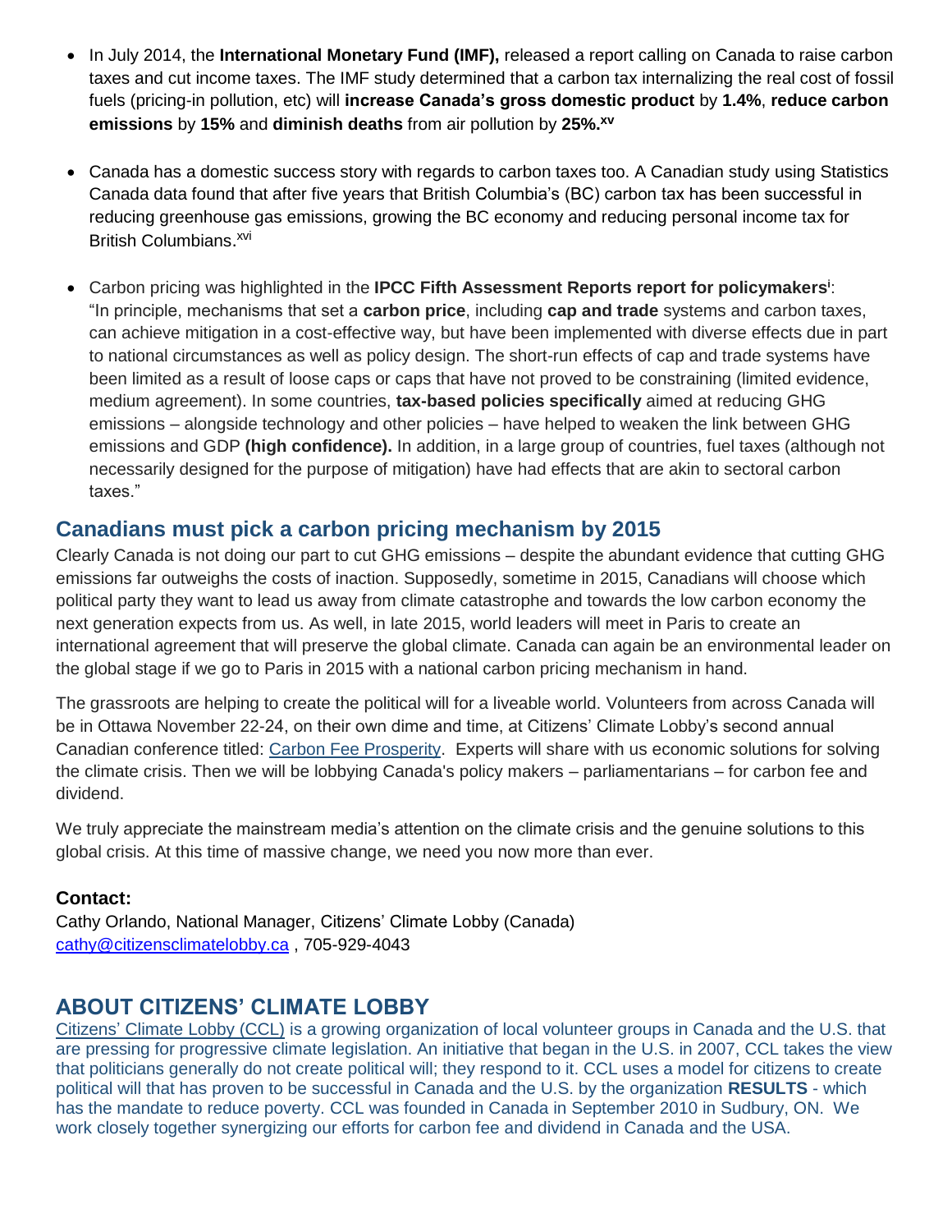- In July 2014, the **International Monetary Fund (IMF),** released a report calling on Canada to raise carbon taxes and cut income taxes. The IMF study determined that a carbon tax internalizing the real cost of fossil fuels (pricing-in pollution, etc) will **increase Canada's gross domestic product** by **1.4%**, **reduce carbon emissions** by **15%** and **diminish deaths** from air pollution by **25%.**[xv]

- Canada has a domestic success story with regards to carbon taxes too. A Canadian study using Statistics Canada data found that after five years that British Columbia's (BC) carbon tax has been successful in reducing greenhouse gas emissions, growing the BC economy and reducing personal income tax for British Columbians.[xvi]

- Carbon pricing was highlighted in the **IPCC Fifth Assessment Reports report for policymakers**[i]: "In principle, mechanisms that set a **carbon price**, including **cap and trade** systems and carbon taxes, can achieve mitigation in a cost-effective way, but have been implemented with diverse effects due in part to national circumstances as well as policy design. The short-run effects of cap and trade systems have been limited as a result of loose caps or caps that have not proved to be constraining (limited evidence, medium agreement). In some countries, **tax-based policies specifically** aimed at reducing GHG emissions – alongside technology and other policies – have helped to weaken the link between GHG emissions and GDP **(high confidence).** In addition, in a large group of countries, fuel taxes (although not necessarily designed for the purpose of mitigation) have had effects that are akin to sectoral carbon taxes."

## Canadians must pick a carbon pricing mechanism by 2015

Clearly Canada is not doing our part to cut GHG emissions – despite the abundant evidence that cutting GHG emissions far outweighs the costs of inaction. Supposedly, sometime in 2015, Canadians will choose which political party they want to lead us away from climate catastrophe and towards the low carbon economy the next generation expects from us. As well, in late 2015, world leaders will meet in Paris to create an international agreement that will preserve the global climate. Canada can again be an environmental leader on the global stage if we go to Paris in 2015 with a national carbon pricing mechanism in hand.

The grassroots are helping to create the political will for a liveable world. Volunteers from across Canada will be in Ottawa November 22-24, on their own dime and time, at Citizens' Climate Lobby's second annual Canadian conference titled: Carbon Fee Prosperity. Experts will share with us economic solutions for solving the climate crisis. Then we will be lobbying Canada's policy makers – parliamentarians – for carbon fee and dividend.

We truly appreciate the mainstream media's attention on the climate crisis and the genuine solutions to this global crisis. At this time of massive change, we need you now more than ever.

**Contact:**
Cathy Orlando, National Manager, Citizens' Climate Lobby (Canada)
cathy@citizensclimatelobby.ca , 705-929-4043

## ABOUT CITIZENS' CLIMATE LOBBY

Citizens' Climate Lobby (CCL) is a growing organization of local volunteer groups in Canada and the U.S. that are pressing for progressive climate legislation. An initiative that began in the U.S. in 2007, CCL takes the view that politicians generally do not create political will; they respond to it. CCL uses a model for citizens to create political will that has proven to be successful in Canada and the U.S. by the organization **RESULTS** - which has the mandate to reduce poverty. CCL was founded in Canada in September 2010 in Sudbury, ON. We work closely together synergizing our efforts for carbon fee and dividend in Canada and the USA.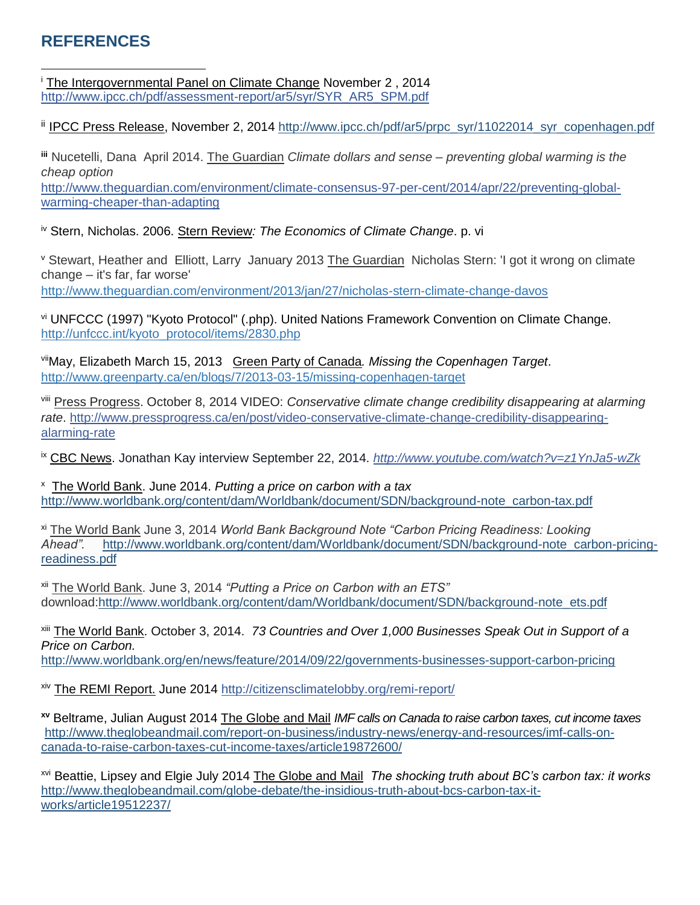## REFERENCES

[i] The Intergovernmental Panel on Climate Change November 2 , 2014 http://www.ipcc.ch/pdf/assessment-report/ar5/syr/SYR_AR5_SPM.pdf

[ii] IPCC Press Release, November 2, 2014 http://www.ipcc.ch/pdf/ar5/prpc_syr/11022014_syr_copenhagen.pdf

[iii] Nucetelli, Dana April 2014. The Guardian *Climate dollars and sense – preventing global warming is the cheap option* http://www.theguardian.com/environment/climate-consensus-97-per-cent/2014/apr/22/preventing-global-warming-cheaper-than-adapting

[iv] Stern, Nicholas. 2006. Stern Review*: The Economics of Climate Change*. p. vi

[v] Stewart, Heather and Elliott, Larry January 2013 The Guardian Nicholas Stern: 'I got it wrong on climate change – it's far, far worse' http://www.theguardian.com/environment/2013/jan/27/nicholas-stern-climate-change-davos

[vi] UNFCCC (1997) "Kyoto Protocol" (.php). United Nations Framework Convention on Climate Change. http://unfccc.int/kyoto_protocol/items/2830.php

[vii] May, Elizabeth March 15, 2013 Green Party of Canada*. Missing the Copenhagen Target*. http://www.greenparty.ca/en/blogs/7/2013-03-15/missing-copenhagen-target

[viii] Press Progress. October 8, 2014 VIDEO: *Conservative climate change credibility disappearing at alarming rate*. http://www.pressprogress.ca/en/post/video-conservative-climate-change-credibility-disappearing-alarming-rate

[ix] CBC News. Jonathan Kay interview September 22, 2014. *http://www.youtube.com/watch?v=z1YnJa5-wZk*

[x] The World Bank. June 2014. *Putting a price on carbon with a tax* http://www.worldbank.org/content/dam/Worldbank/document/SDN/background-note_carbon-tax.pdf

[xi] The World Bank June 3, 2014 *World Bank Background Note "Carbon Pricing Readiness: Looking Ahead".* http://www.worldbank.org/content/dam/Worldbank/document/SDN/background-note_carbon-pricing-readiness.pdf

[xii] The World Bank. June 3, 2014 *"Putting a Price on Carbon with an ETS"* download:http://www.worldbank.org/content/dam/Worldbank/document/SDN/background-note_ets.pdf

[xiii] The World Bank. October 3, 2014. *73 Countries and Over 1,000 Businesses Speak Out in Support of a Price on Carbon.* http://www.worldbank.org/en/news/feature/2014/09/22/governments-businesses-support-carbon-pricing

[xiv] The REMI Report. June 2014 http://citizensclimatelobby.org/remi-report/

[xv] Beltrame, Julian August 2014 The Globe and Mail *IMF calls on Canada to raise carbon taxes, cut income taxes* http://www.theglobeandmail.com/report-on-business/industry-news/energy-and-resources/imf-calls-on-canada-to-raise-carbon-taxes-cut-income-taxes/article19872600/

[xvi] Beattie, Lipsey and Elgie July 2014 The Globe and Mail *The shocking truth about BC's carbon tax: it works* http://www.theglobeandmail.com/globe-debate/the-insidious-truth-about-bcs-carbon-tax-it-works/article19512237/